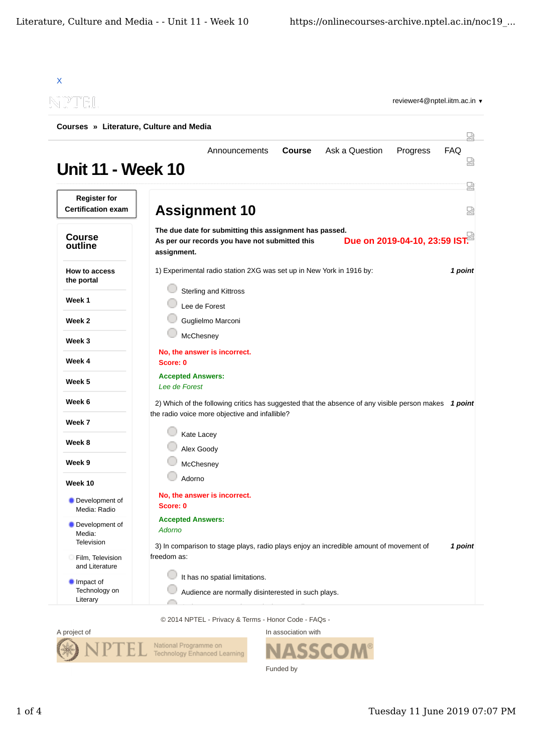X

reviewer4@nptel.iitm.ac.in ▾

**Courses** » **Literature, Culture and Media**

Announcements **Course** Ask a Question Progress FAQ

# Unit 11 - Week 10

**Register for Certification exam**

## Course outline

**How to access the portal**

**Week 1**

**Week 2**

**Week 3**

**Week 4**

**Week 5**

**Week 6**

**Week 7**

**Week 8**

**Week 9**

**Week 10**

- Development of Media: Radio
- Development of Media: Television
- Film, Television and Literature
- Impact of Technology on Literary

# Assignment 10

**The due date for submitting this assignment has passed.**
**As per our records you have not submitted this assignment.**

**Due on 2019-04-10, 23:59 IST.**

1) Experimental radio station 2XG was set up in New York in 1916 by: ***1 point***

- Sterling and Kittross
- Lee de Forest
- Guglielmo Marconi
- McChesney

**No, the answer is incorrect.**
**Score: 0**

**Accepted Answers:**
*Lee de Forest*

2) Which of the following critics has suggested that the absence of any visible person makes the radio voice more objective and infallible? ***1 point***

- Kate Lacey
- Alex Goody
- McChesney
- Adorno

**No, the answer is incorrect.**
**Score: 0**

**Accepted Answers:**
*Adorno*

3) In comparison to stage plays, radio plays enjoy an incredible amount of movement of freedom as: ***1 point***

- It has no spatial limitations.
- Audience are normally disinterested in such plays.

© 2014 NPTEL - Privacy & Terms - Honor Code - FAQs -

A project of

In association with

Funded by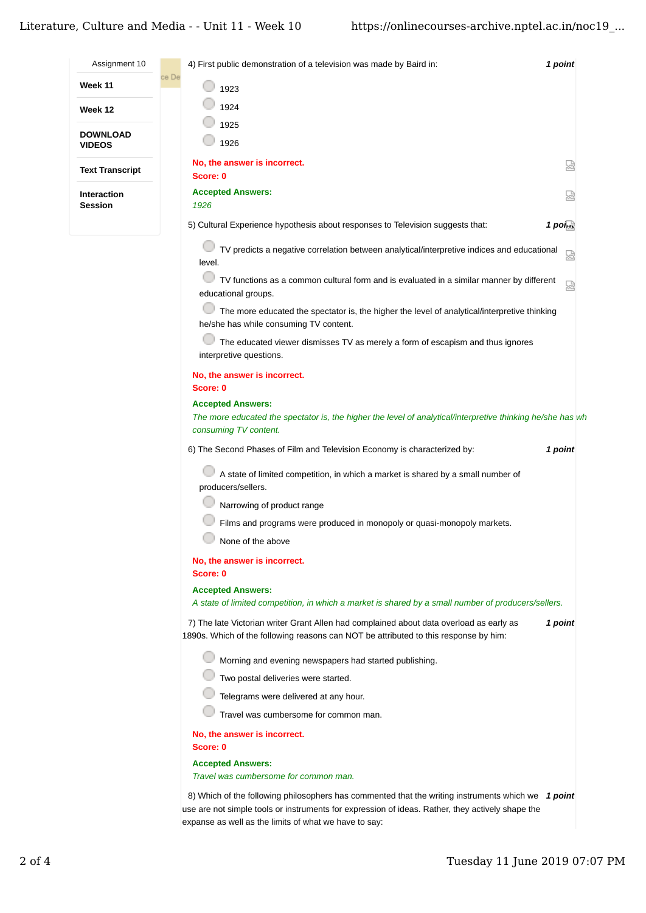Assignment 10

**Week 11**

**Week 12**

**DOWNLOAD VIDEOS**

**Text Transcript**

**Interaction Session**

4) First public demonstration of a television was made by Baird in: *1 point*

- 1923
- 1924
- 1925
- 1926

**No, the answer is incorrect.**
**Score: 0**

**Accepted Answers:**
*1926*

5) Cultural Experience hypothesis about responses to Television suggests that: *1 point*

- TV predicts a negative correlation between analytical/interpretive indices and educational level.
- TV functions as a common cultural form and is evaluated in a similar manner by different educational groups.
- The more educated the spectator is, the higher the level of analytical/interpretive thinking he/she has while consuming TV content.
- The educated viewer dismisses TV as merely a form of escapism and thus ignores interpretive questions.

**No, the answer is incorrect.**
**Score: 0**

**Accepted Answers:**
*The more educated the spectator is, the higher the level of analytical/interpretive thinking he/she has wh consuming TV content.*

6) The Second Phases of Film and Television Economy is characterized by: *1 point*

- A state of limited competition, in which a market is shared by a small number of producers/sellers.
- Narrowing of product range
- Films and programs were produced in monopoly or quasi-monopoly markets.
- None of the above

**No, the answer is incorrect.**
**Score: 0**

**Accepted Answers:**
*A state of limited competition, in which a market is shared by a small number of producers/sellers.*

7) The late Victorian writer Grant Allen had complained about data overload as early as 1890s. Which of the following reasons can NOT be attributed to this response by him: *1 point*

- Morning and evening newspapers had started publishing.
- Two postal deliveries were started.
- Telegrams were delivered at any hour.
- Travel was cumbersome for common man.

**No, the answer is incorrect.**
**Score: 0**

**Accepted Answers:**
*Travel was cumbersome for common man.*

8) Which of the following philosophers has commented that the writing instruments which we use are not simple tools or instruments for expression of ideas. Rather, they actively shape the expanse as well as the limits of what we have to say: *1 point*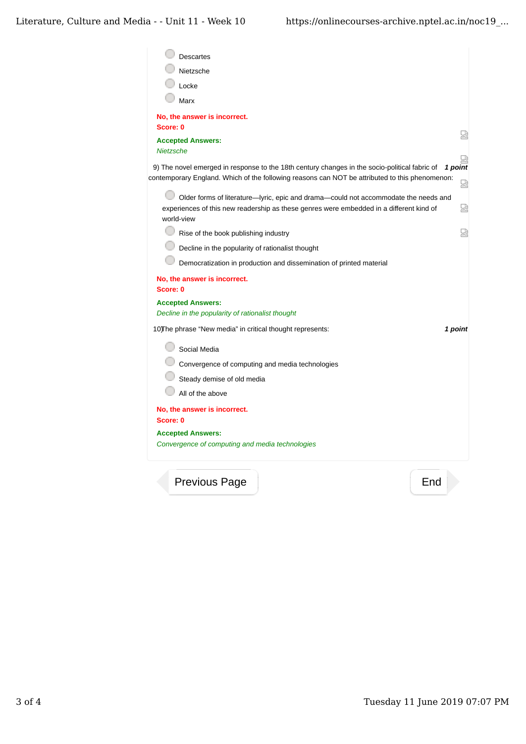- Descartes
- Nietzsche
- Locke
- Marx

**No, the answer is incorrect.**
**Score: 0**

**Accepted Answers:**
*Nietzsche*

9) The novel emerged in response to the 18th century changes in the socio-political fabric of contemporary England. Which of the following reasons can NOT be attributed to this phenomenon: ***1 point***

- Older forms of literature—lyric, epic and drama—could not accommodate the needs and experiences of this new readership as these genres were embedded in a different kind of world-view
- Rise of the book publishing industry
- Decline in the popularity of rationalist thought
- Democratization in production and dissemination of printed material

**No, the answer is incorrect.**
**Score: 0**

**Accepted Answers:**
*Decline in the popularity of rationalist thought*

10)The phrase "New media" in critical thought represents: ***1 point***

- Social Media
- Convergence of computing and media technologies
- Steady demise of old media
- All of the above

**No, the answer is incorrect.**
**Score: 0**

**Accepted Answers:**
*Convergence of computing and media technologies*

Previous Page | End